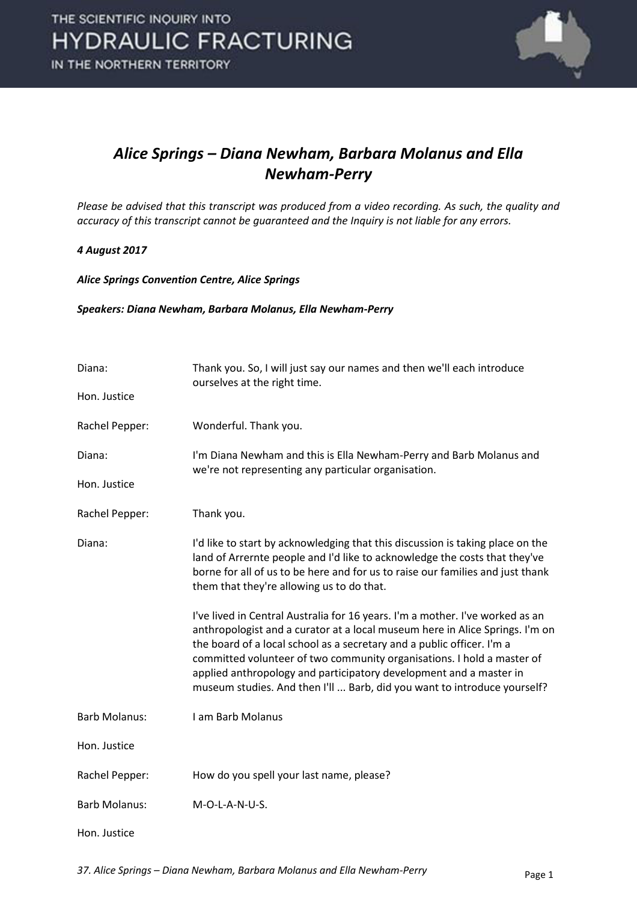## *Alice Springs – Diana Newham, Barbara Molanus and Ella Newham-Perry*

*Please be advised that this transcript was produced from a video recording. As such, the quality and accuracy of this transcript cannot be guaranteed and the Inquiry is not liable for any errors.*

***4 August 2017***

***Alice Springs Convention Centre, Alice Springs***

***Speakers: Diana Newham, Barbara Molanus, Ella Newham-Perry***

| | |
|---|---|
| Diana: | Thank you. So, I will just say our names and then we'll each introduce ourselves at the right time. |
| Hon. Justice Rachel Pepper: | Wonderful. Thank you. |
| Diana: | I'm Diana Newham and this is Ella Newham-Perry and Barb Molanus and we're not representing any particular organisation. |
| Hon. Justice Rachel Pepper: | Thank you. |
| Diana: | I'd like to start by acknowledging that this discussion is taking place on the land of Arrernte people and I'd like to acknowledge the costs that they've borne for all of us to be here and for us to raise our families and just thank them that they're allowing us to do that.<br><br>I've lived in Central Australia for 16 years. I'm a mother. I've worked as an anthropologist and a curator at a local museum here in Alice Springs. I'm on the board of a local school as a secretary and a public officer. I'm a committed volunteer of two community organisations. I hold a master of applied anthropology and participatory development and a master in museum studies. And then I'll ... Barb, did you want to introduce yourself? |
| Barb Molanus: | I am Barb Molanus |
| Hon. Justice Rachel Pepper: | How do you spell your last name, please? |
| Barb Molanus: | M-O-L-A-N-U-S. |
| Hon. Justice | |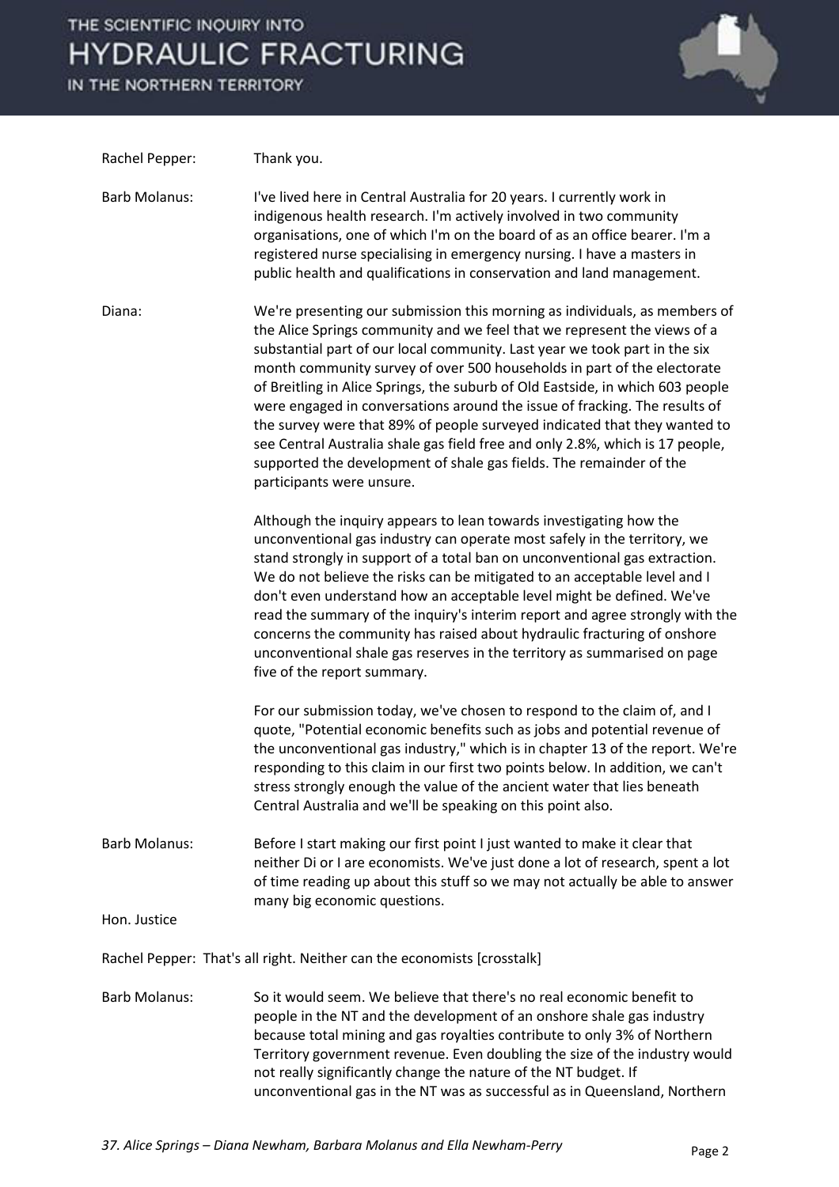Rachel Pepper: Thank you.

Barb Molanus: I've lived here in Central Australia for 20 years. I currently work in indigenous health research. I'm actively involved in two community organisations, one of which I'm on the board of as an office bearer. I'm a registered nurse specialising in emergency nursing. I have a masters in public health and qualifications in conservation and land management.

Diana: We're presenting our submission this morning as individuals, as members of the Alice Springs community and we feel that we represent the views of a substantial part of our local community. Last year we took part in the six month community survey of over 500 households in part of the electorate of Breitling in Alice Springs, the suburb of Old Eastside, in which 603 people were engaged in conversations around the issue of fracking. The results of the survey were that 89% of people surveyed indicated that they wanted to see Central Australia shale gas field free and only 2.8%, which is 17 people, supported the development of shale gas fields. The remainder of the participants were unsure.

Although the inquiry appears to lean towards investigating how the unconventional gas industry can operate most safely in the territory, we stand strongly in support of a total ban on unconventional gas extraction. We do not believe the risks can be mitigated to an acceptable level and I don't even understand how an acceptable level might be defined. We've read the summary of the inquiry's interim report and agree strongly with the concerns the community has raised about hydraulic fracturing of onshore unconventional shale gas reserves in the territory as summarised on page five of the report summary.

For our submission today, we've chosen to respond to the claim of, and I quote, "Potential economic benefits such as jobs and potential revenue of the unconventional gas industry," which is in chapter 13 of the report. We're responding to this claim in our first two points below. In addition, we can't stress strongly enough the value of the ancient water that lies beneath Central Australia and we'll be speaking on this point also.

Barb Molanus: Before I start making our first point I just wanted to make it clear that neither Di or I are economists. We've just done a lot of research, spent a lot of time reading up about this stuff so we may not actually be able to answer many big economic questions.

Hon. Justice Rachel Pepper: That's all right. Neither can the economists [crosstalk]

Barb Molanus: So it would seem. We believe that there's no real economic benefit to people in the NT and the development of an onshore shale gas industry because total mining and gas royalties contribute to only 3% of Northern Territory government revenue. Even doubling the size of the industry would not really significantly change the nature of the NT budget. If unconventional gas in the NT was as successful as in Queensland, Northern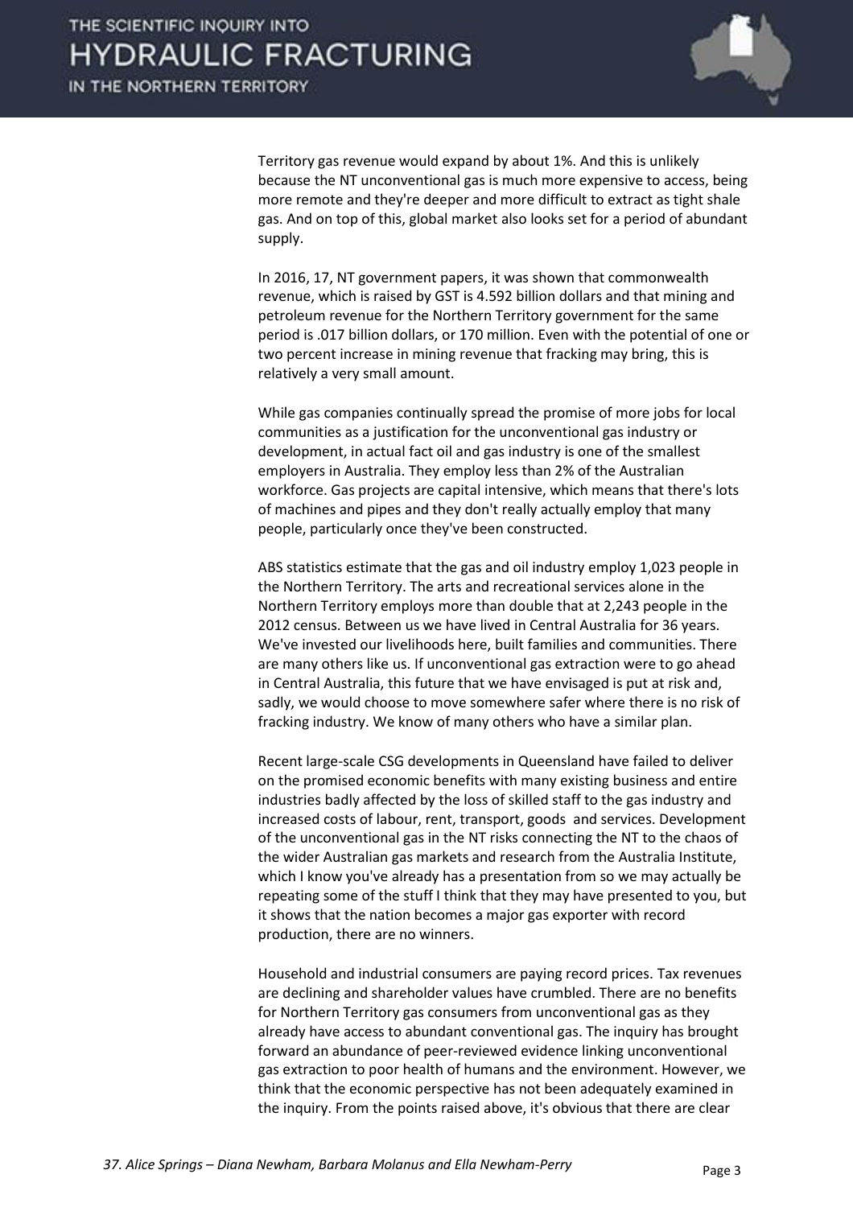Territory gas revenue would expand by about 1%. And this is unlikely because the NT unconventional gas is much more expensive to access, being more remote and they're deeper and more difficult to extract as tight shale gas. And on top of this, global market also looks set for a period of abundant supply.

In 2016, 17, NT government papers, it was shown that commonwealth revenue, which is raised by GST is 4.592 billion dollars and that mining and petroleum revenue for the Northern Territory government for the same period is .017 billion dollars, or 170 million. Even with the potential of one or two percent increase in mining revenue that fracking may bring, this is relatively a very small amount.

While gas companies continually spread the promise of more jobs for local communities as a justification for the unconventional gas industry or development, in actual fact oil and gas industry is one of the smallest employers in Australia. They employ less than 2% of the Australian workforce. Gas projects are capital intensive, which means that there's lots of machines and pipes and they don't really actually employ that many people, particularly once they've been constructed.

ABS statistics estimate that the gas and oil industry employ 1,023 people in the Northern Territory. The arts and recreational services alone in the Northern Territory employs more than double that at 2,243 people in the 2012 census. Between us we have lived in Central Australia for 36 years. We've invested our livelihoods here, built families and communities. There are many others like us. If unconventional gas extraction were to go ahead in Central Australia, this future that we have envisaged is put at risk and, sadly, we would choose to move somewhere safer where there is no risk of fracking industry. We know of many others who have a similar plan.

Recent large-scale CSG developments in Queensland have failed to deliver on the promised economic benefits with many existing business and entire industries badly affected by the loss of skilled staff to the gas industry and increased costs of labour, rent, transport, goods and services. Development of the unconventional gas in the NT risks connecting the NT to the chaos of the wider Australian gas markets and research from the Australia Institute, which I know you've already has a presentation from so we may actually be repeating some of the stuff I think that they may have presented to you, but it shows that the nation becomes a major gas exporter with record production, there are no winners.

Household and industrial consumers are paying record prices. Tax revenues are declining and shareholder values have crumbled. There are no benefits for Northern Territory gas consumers from unconventional gas as they already have access to abundant conventional gas. The inquiry has brought forward an abundance of peer-reviewed evidence linking unconventional gas extraction to poor health of humans and the environment. However, we think that the economic perspective has not been adequately examined in the inquiry. From the points raised above, it's obvious that there are clear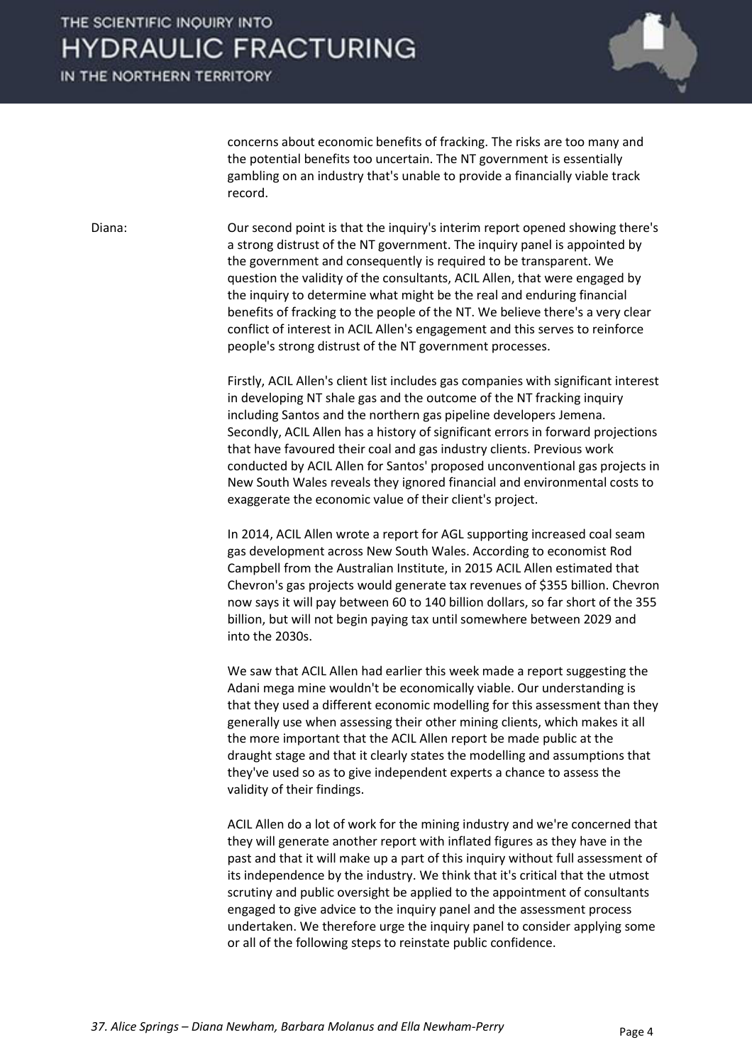concerns about economic benefits of fracking. The risks are too many and the potential benefits too uncertain. The NT government is essentially gambling on an industry that's unable to provide a financially viable track record.

Diana: Our second point is that the inquiry's interim report opened showing there's a strong distrust of the NT government. The inquiry panel is appointed by the government and consequently is required to be transparent. We question the validity of the consultants, ACIL Allen, that were engaged by the inquiry to determine what might be the real and enduring financial benefits of fracking to the people of the NT. We believe there's a very clear conflict of interest in ACIL Allen's engagement and this serves to reinforce people's strong distrust of the NT government processes.

Firstly, ACIL Allen's client list includes gas companies with significant interest in developing NT shale gas and the outcome of the NT fracking inquiry including Santos and the northern gas pipeline developers Jemena. Secondly, ACIL Allen has a history of significant errors in forward projections that have favoured their coal and gas industry clients. Previous work conducted by ACIL Allen for Santos' proposed unconventional gas projects in New South Wales reveals they ignored financial and environmental costs to exaggerate the economic value of their client's project.

In 2014, ACIL Allen wrote a report for AGL supporting increased coal seam gas development across New South Wales. According to economist Rod Campbell from the Australian Institute, in 2015 ACIL Allen estimated that Chevron's gas projects would generate tax revenues of $355 billion. Chevron now says it will pay between 60 to 140 billion dollars, so far short of the 355 billion, but will not begin paying tax until somewhere between 2029 and into the 2030s.

We saw that ACIL Allen had earlier this week made a report suggesting the Adani mega mine wouldn't be economically viable. Our understanding is that they used a different economic modelling for this assessment than they generally use when assessing their other mining clients, which makes it all the more important that the ACIL Allen report be made public at the draught stage and that it clearly states the modelling and assumptions that they've used so as to give independent experts a chance to assess the validity of their findings.

ACIL Allen do a lot of work for the mining industry and we're concerned that they will generate another report with inflated figures as they have in the past and that it will make up a part of this inquiry without full assessment of its independence by the industry. We think that it's critical that the utmost scrutiny and public oversight be applied to the appointment of consultants engaged to give advice to the inquiry panel and the assessment process undertaken. We therefore urge the inquiry panel to consider applying some or all of the following steps to reinstate public confidence.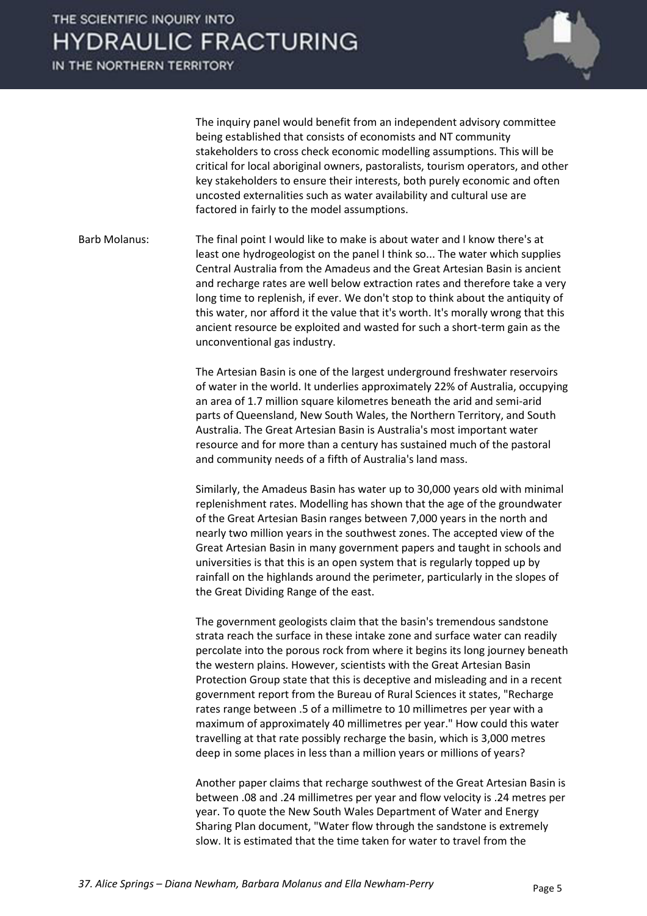The inquiry panel would benefit from an independent advisory committee being established that consists of economists and NT community stakeholders to cross check economic modelling assumptions. This will be critical for local aboriginal owners, pastoralists, tourism operators, and other key stakeholders to ensure their interests, both purely economic and often uncosted externalities such as water availability and cultural use are factored in fairly to the model assumptions.

Barb Molanus: The final point I would like to make is about water and I know there's at least one hydrogeologist on the panel I think so... The water which supplies Central Australia from the Amadeus and the Great Artesian Basin is ancient and recharge rates are well below extraction rates and therefore take a very long time to replenish, if ever. We don't stop to think about the antiquity of this water, nor afford it the value that it's worth. It's morally wrong that this ancient resource be exploited and wasted for such a short-term gain as the unconventional gas industry.

The Artesian Basin is one of the largest underground freshwater reservoirs of water in the world. It underlies approximately 22% of Australia, occupying an area of 1.7 million square kilometres beneath the arid and semi-arid parts of Queensland, New South Wales, the Northern Territory, and South Australia. The Great Artesian Basin is Australia's most important water resource and for more than a century has sustained much of the pastoral and community needs of a fifth of Australia's land mass.

Similarly, the Amadeus Basin has water up to 30,000 years old with minimal replenishment rates. Modelling has shown that the age of the groundwater of the Great Artesian Basin ranges between 7,000 years in the north and nearly two million years in the southwest zones. The accepted view of the Great Artesian Basin in many government papers and taught in schools and universities is that this is an open system that is regularly topped up by rainfall on the highlands around the perimeter, particularly in the slopes of the Great Dividing Range of the east.

The government geologists claim that the basin's tremendous sandstone strata reach the surface in these intake zone and surface water can readily percolate into the porous rock from where it begins its long journey beneath the western plains. However, scientists with the Great Artesian Basin Protection Group state that this is deceptive and misleading and in a recent government report from the Bureau of Rural Sciences it states, "Recharge rates range between .5 of a millimetre to 10 millimetres per year with a maximum of approximately 40 millimetres per year." How could this water travelling at that rate possibly recharge the basin, which is 3,000 metres deep in some places in less than a million years or millions of years?

Another paper claims that recharge southwest of the Great Artesian Basin is between .08 and .24 millimetres per year and flow velocity is .24 metres per year. To quote the New South Wales Department of Water and Energy Sharing Plan document, "Water flow through the sandstone is extremely slow. It is estimated that the time taken for water to travel from the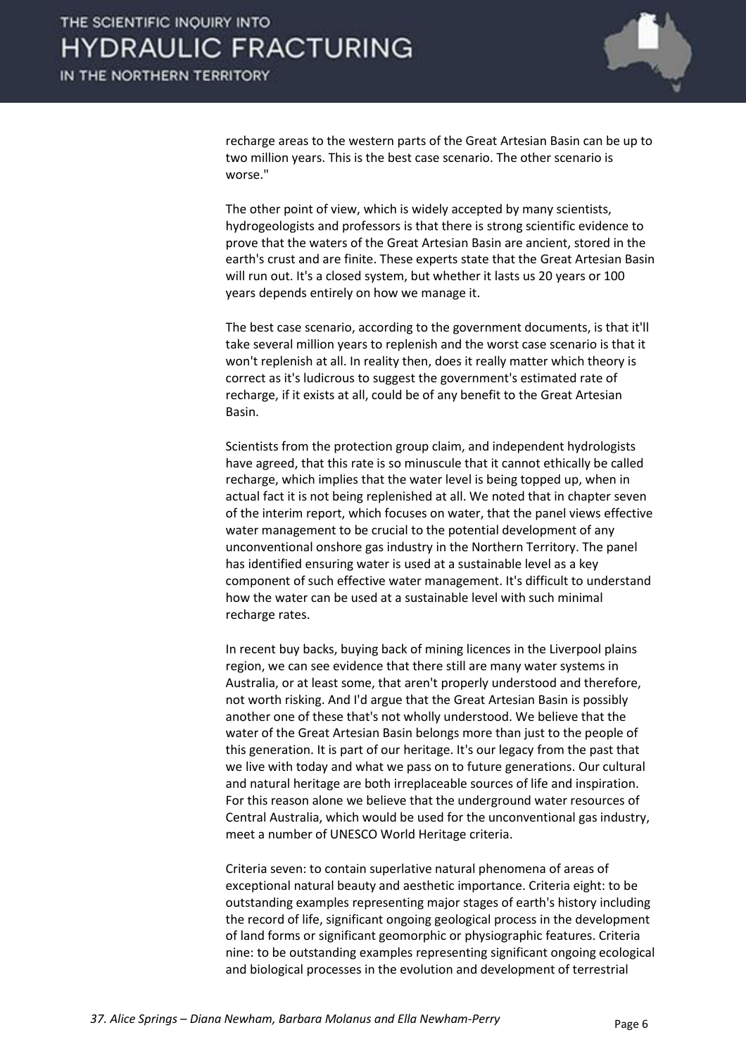recharge areas to the western parts of the Great Artesian Basin can be up to two million years. This is the best case scenario. The other scenario is worse."

The other point of view, which is widely accepted by many scientists, hydrogeologists and professors is that there is strong scientific evidence to prove that the waters of the Great Artesian Basin are ancient, stored in the earth's crust and are finite. These experts state that the Great Artesian Basin will run out. It's a closed system, but whether it lasts us 20 years or 100 years depends entirely on how we manage it.

The best case scenario, according to the government documents, is that it'll take several million years to replenish and the worst case scenario is that it won't replenish at all. In reality then, does it really matter which theory is correct as it's ludicrous to suggest the government's estimated rate of recharge, if it exists at all, could be of any benefit to the Great Artesian Basin.

Scientists from the protection group claim, and independent hydrologists have agreed, that this rate is so minuscule that it cannot ethically be called recharge, which implies that the water level is being topped up, when in actual fact it is not being replenished at all. We noted that in chapter seven of the interim report, which focuses on water, that the panel views effective water management to be crucial to the potential development of any unconventional onshore gas industry in the Northern Territory. The panel has identified ensuring water is used at a sustainable level as a key component of such effective water management. It's difficult to understand how the water can be used at a sustainable level with such minimal recharge rates.

In recent buy backs, buying back of mining licences in the Liverpool plains region, we can see evidence that there still are many water systems in Australia, or at least some, that aren't properly understood and therefore, not worth risking. And I'd argue that the Great Artesian Basin is possibly another one of these that's not wholly understood. We believe that the water of the Great Artesian Basin belongs more than just to the people of this generation. It is part of our heritage. It's our legacy from the past that we live with today and what we pass on to future generations. Our cultural and natural heritage are both irreplaceable sources of life and inspiration. For this reason alone we believe that the underground water resources of Central Australia, which would be used for the unconventional gas industry, meet a number of UNESCO World Heritage criteria.

Criteria seven: to contain superlative natural phenomena of areas of exceptional natural beauty and aesthetic importance. Criteria eight: to be outstanding examples representing major stages of earth's history including the record of life, significant ongoing geological process in the development of land forms or significant geomorphic or physiographic features. Criteria nine: to be outstanding examples representing significant ongoing ecological and biological processes in the evolution and development of terrestrial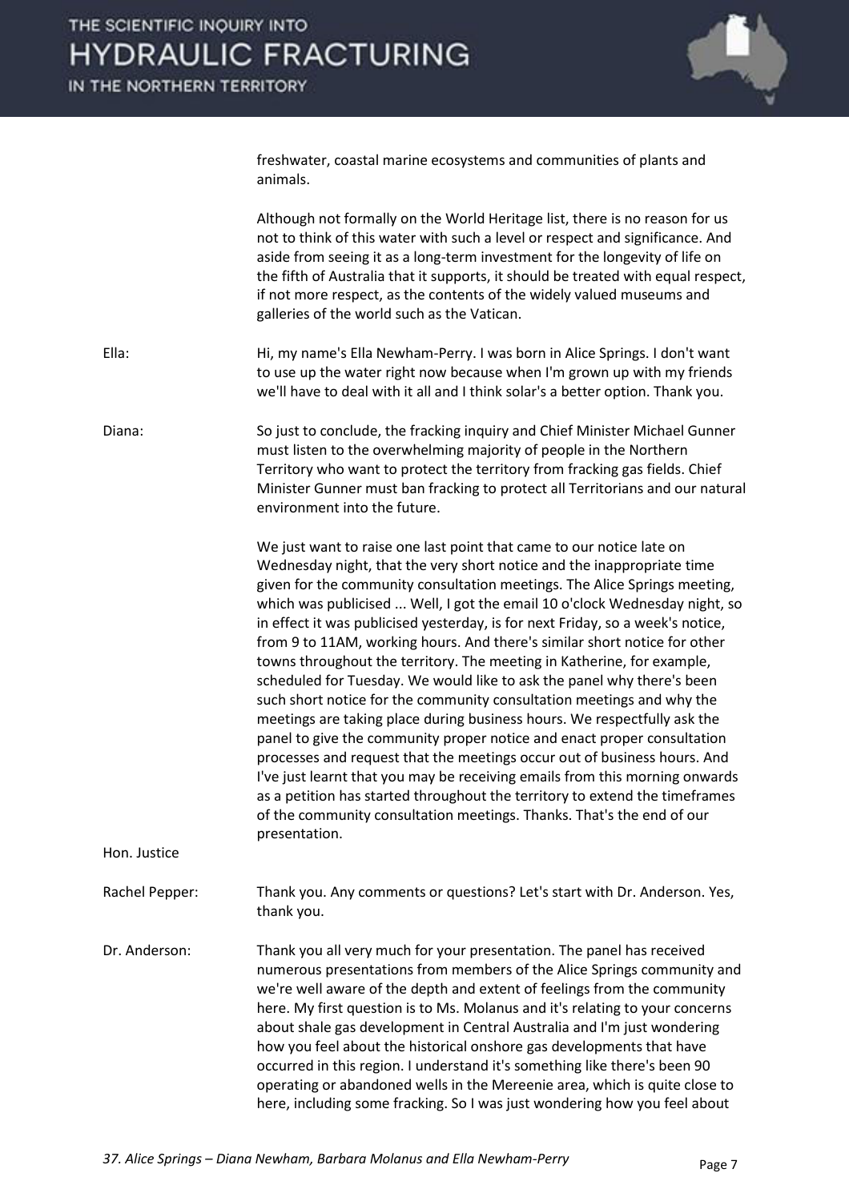freshwater, coastal marine ecosystems and communities of plants and animals.

Although not formally on the World Heritage list, there is no reason for us not to think of this water with such a level or respect and significance. And aside from seeing it as a long-term investment for the longevity of life on the fifth of Australia that it supports, it should be treated with equal respect, if not more respect, as the contents of the widely valued museums and galleries of the world such as the Vatican.

**Ella:** Hi, my name's Ella Newham-Perry. I was born in Alice Springs. I don't want to use up the water right now because when I'm grown up with my friends we'll have to deal with it all and I think solar's a better option. Thank you.

**Diana:** So just to conclude, the fracking inquiry and Chief Minister Michael Gunner must listen to the overwhelming majority of people in the Northern Territory who want to protect the territory from fracking gas fields. Chief Minister Gunner must ban fracking to protect all Territorians and our natural environment into the future.

We just want to raise one last point that came to our notice late on Wednesday night, that the very short notice and the inappropriate time given for the community consultation meetings. The Alice Springs meeting, which was publicised ... Well, I got the email 10 o'clock Wednesday night, so in effect it was publicised yesterday, is for next Friday, so a week's notice, from 9 to 11AM, working hours. And there's similar short notice for other towns throughout the territory. The meeting in Katherine, for example, scheduled for Tuesday. We would like to ask the panel why there's been such short notice for the community consultation meetings and why the meetings are taking place during business hours. We respectfully ask the panel to give the community proper notice and enact proper consultation processes and request that the meetings occur out of business hours. And I've just learnt that you may be receiving emails from this morning onwards as a petition has started throughout the territory to extend the timeframes of the community consultation meetings. Thanks. That's the end of our presentation.

**Hon. Justice Rachel Pepper:** Thank you. Any comments or questions? Let's start with Dr. Anderson. Yes, thank you.

**Dr. Anderson:** Thank you all very much for your presentation. The panel has received numerous presentations from members of the Alice Springs community and we're well aware of the depth and extent of feelings from the community here. My first question is to Ms. Molanus and it's relating to your concerns about shale gas development in Central Australia and I'm just wondering how you feel about the historical onshore gas developments that have occurred in this region. I understand it's something like there's been 90 operating or abandoned wells in the Mereenie area, which is quite close to here, including some fracking. So I was just wondering how you feel about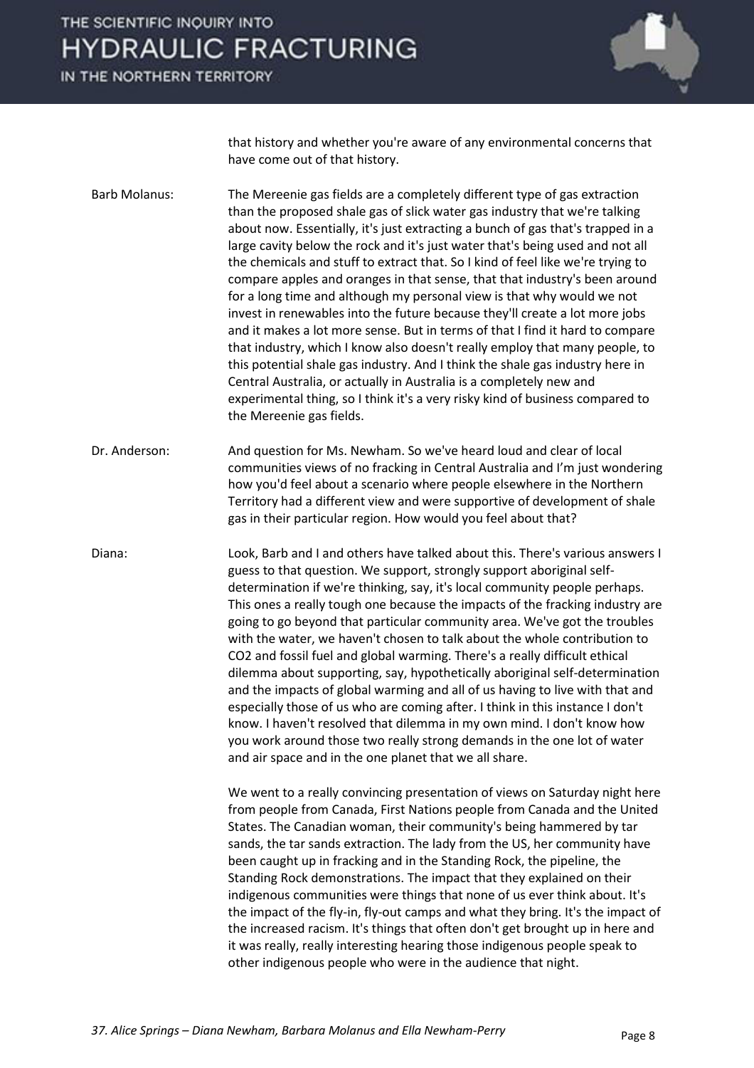that history and whether you're aware of any environmental concerns that have come out of that history.

**Barb Molanus:** The Mereenie gas fields are a completely different type of gas extraction than the proposed shale gas of slick water gas industry that we're talking about now. Essentially, it's just extracting a bunch of gas that's trapped in a large cavity below the rock and it's just water that's being used and not all the chemicals and stuff to extract that. So I kind of feel like we're trying to compare apples and oranges in that sense, that that industry's been around for a long time and although my personal view is that why would we not invest in renewables into the future because they'll create a lot more jobs and it makes a lot more sense. But in terms of that I find it hard to compare that industry, which I know also doesn't really employ that many people, to this potential shale gas industry. And I think the shale gas industry here in Central Australia, or actually in Australia is a completely new and experimental thing, so I think it's a very risky kind of business compared to the Mereenie gas fields.

**Dr. Anderson:** And question for Ms. Newham. So we've heard loud and clear of local communities views of no fracking in Central Australia and I'm just wondering how you'd feel about a scenario where people elsewhere in the Northern Territory had a different view and were supportive of development of shale gas in their particular region. How would you feel about that?

**Diana:** Look, Barb and I and others have talked about this. There's various answers I guess to that question. We support, strongly support aboriginal self-determination if we're thinking, say, it's local community people perhaps. This ones a really tough one because the impacts of the fracking industry are going to go beyond that particular community area. We've got the troubles with the water, we haven't chosen to talk about the whole contribution to $CO_2$ and fossil fuel and global warming. There's a really difficult ethical dilemma about supporting, say, hypothetically aboriginal self-determination and the impacts of global warming and all of us having to live with that and especially those of us who are coming after. I think in this instance I don't know. I haven't resolved that dilemma in my own mind. I don't know how you work around those two really strong demands in the one lot of water and air space and in the one planet that we all share.

We went to a really convincing presentation of views on Saturday night here from people from Canada, First Nations people from Canada and the United States. The Canadian woman, their community's being hammered by tar sands, the tar sands extraction. The lady from the US, her community have been caught up in fracking and in the Standing Rock, the pipeline, the Standing Rock demonstrations. The impact that they explained on their indigenous communities were things that none of us ever think about. It's the impact of the fly-in, fly-out camps and what they bring. It's the impact of the increased racism. It's things that often don't get brought up in here and it was really, really interesting hearing those indigenous people speak to other indigenous people who were in the audience that night.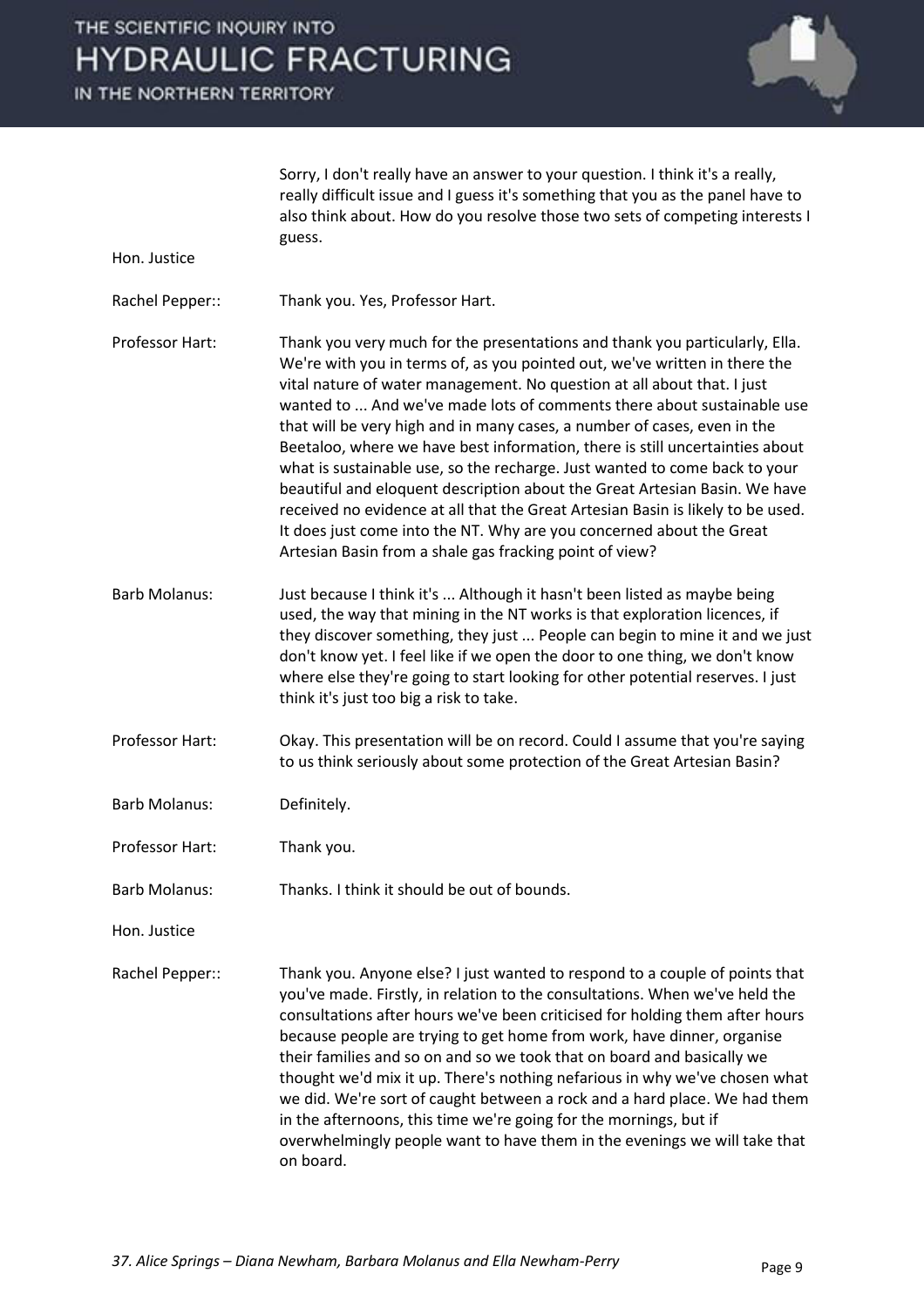Sorry, I don't really have an answer to your question. I think it's a really, really difficult issue and I guess it's something that you as the panel have to also think about. How do you resolve those two sets of competing interests I guess.

**Hon. Justice Rachel Pepper::** Thank you. Yes, Professor Hart.

**Professor Hart:** Thank you very much for the presentations and thank you particularly, Ella. We're with you in terms of, as you pointed out, we've written in there the vital nature of water management. No question at all about that. I just wanted to ... And we've made lots of comments there about sustainable use that will be very high and in many cases, a number of cases, even in the Beetaloo, where we have best information, there is still uncertainties about what is sustainable use, so the recharge. Just wanted to come back to your beautiful and eloquent description about the Great Artesian Basin. We have received no evidence at all that the Great Artesian Basin is likely to be used. It does just come into the NT. Why are you concerned about the Great Artesian Basin from a shale gas fracking point of view?

**Barb Molanus:** Just because I think it's ... Although it hasn't been listed as maybe being used, the way that mining in the NT works is that exploration licences, if they discover something, they just ... People can begin to mine it and we just don't know yet. I feel like if we open the door to one thing, we don't know where else they're going to start looking for other potential reserves. I just think it's just too big a risk to take.

**Professor Hart:** Okay. This presentation will be on record. Could I assume that you're saying to us think seriously about some protection of the Great Artesian Basin?

**Barb Molanus:** Definitely.

**Professor Hart:** Thank you.

**Barb Molanus:** Thanks. I think it should be out of bounds.

**Hon. Justice Rachel Pepper::** Thank you. Anyone else? I just wanted to respond to a couple of points that you've made. Firstly, in relation to the consultations. When we've held the consultations after hours we've been criticised for holding them after hours because people are trying to get home from work, have dinner, organise their families and so on and so we took that on board and basically we thought we'd mix it up. There's nothing nefarious in why we've chosen what we did. We're sort of caught between a rock and a hard place. We had them in the afternoons, this time we're going for the mornings, but if overwhelmingly people want to have them in the evenings we will take that on board.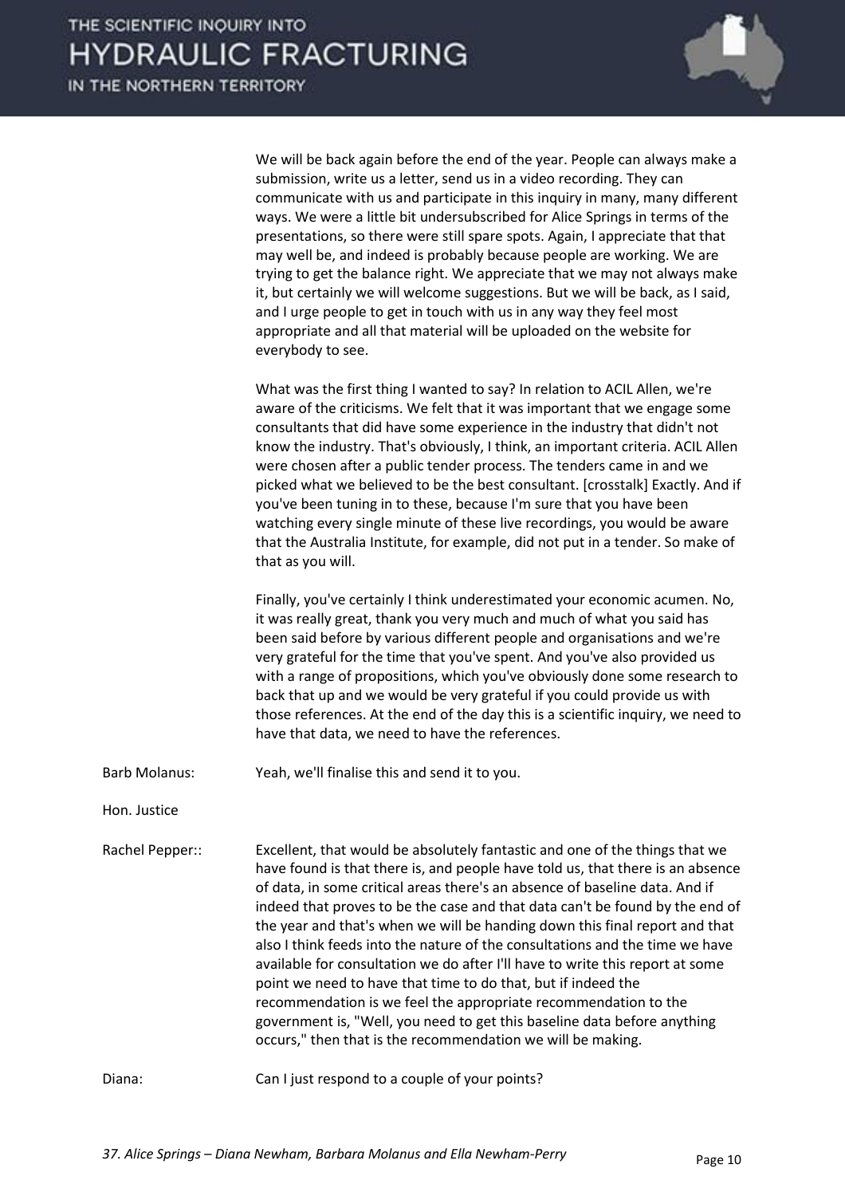We will be back again before the end of the year. People can always make a submission, write us a letter, send us in a video recording. They can communicate with us and participate in this inquiry in many, many different ways. We were a little bit undersubscribed for Alice Springs in terms of the presentations, so there were still spare spots. Again, I appreciate that that may well be, and indeed is probably because people are working. We are trying to get the balance right. We appreciate that we may not always make it, but certainly we will welcome suggestions. But we will be back, as I said, and I urge people to get in touch with us in any way they feel most appropriate and all that material will be uploaded on the website for everybody to see.

What was the first thing I wanted to say? In relation to ACIL Allen, we're aware of the criticisms. We felt that it was important that we engage some consultants that did have some experience in the industry that didn't not know the industry. That's obviously, I think, an important criteria. ACIL Allen were chosen after a public tender process. The tenders came in and we picked what we believed to be the best consultant. [crosstalk] Exactly. And if you've been tuning in to these, because I'm sure that you have been watching every single minute of these live recordings, you would be aware that the Australia Institute, for example, did not put in a tender. So make of that as you will.

Finally, you've certainly I think underestimated your economic acumen. No, it was really great, thank you very much and much of what you said has been said before by various different people and organisations and we're very grateful for the time that you've spent. And you've also provided us with a range of propositions, which you've obviously done some research to back that up and we would be very grateful if you could provide us with those references. At the end of the day this is a scientific inquiry, we need to have that data, we need to have the references.

Barb Molanus: Yeah, we'll finalise this and send it to you.

Hon. Justice Rachel Pepper:: Excellent, that would be absolutely fantastic and one of the things that we have found is that there is, and people have told us, that there is an absence of data, in some critical areas there's an absence of baseline data. And if indeed that proves to be the case and that data can't be found by the end of the year and that's when we will be handing down this final report and that also I think feeds into the nature of the consultations and the time we have available for consultation we do after I'll have to write this report at some point we need to have that time to do that, but if indeed the recommendation is we feel the appropriate recommendation to the government is, "Well, you need to get this baseline data before anything occurs," then that is the recommendation we will be making.

Diana: Can I just respond to a couple of your points?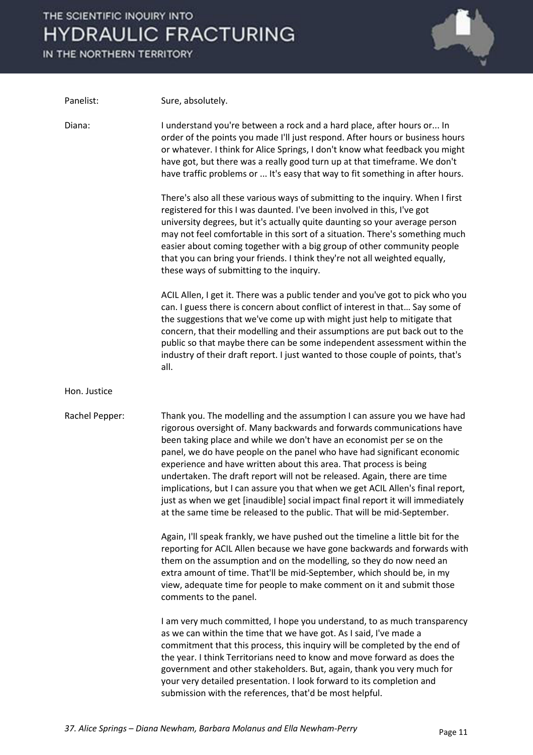**Panelist:** Sure, absolutely.

**Diana:** I understand you're between a rock and a hard place, after hours or... In order of the points you made I'll just respond. After hours or business hours or whatever. I think for Alice Springs, I don't know what feedback you might have got, but there was a really good turn up at that timeframe. We don't have traffic problems or ... It's easy that way to fit something in after hours.

There's also all these various ways of submitting to the inquiry. When I first registered for this I was daunted. I've been involved in this, I've got university degrees, but it's actually quite daunting so your average person may not feel comfortable in this sort of a situation. There's something much easier about coming together with a big group of other community people that you can bring your friends. I think they're not all weighted equally, these ways of submitting to the inquiry.

ACIL Allen, I get it. There was a public tender and you've got to pick who you can. I guess there is concern about conflict of interest in that… Say some of the suggestions that we've come up with might just help to mitigate that concern, that their modelling and their assumptions are put back out to the public so that maybe there can be some independent assessment within the industry of their draft report. I just wanted to those couple of points, that's all.

**Hon. Justice Rachel Pepper:** Thank you. The modelling and the assumption I can assure you we have had rigorous oversight of. Many backwards and forwards communications have been taking place and while we don't have an economist per se on the panel, we do have people on the panel who have had significant economic experience and have written about this area. That process is being undertaken. The draft report will not be released. Again, there are time implications, but I can assure you that when we get ACIL Allen's final report, just as when we get [inaudible] social impact final report it will immediately at the same time be released to the public. That will be mid-September.

Again, I'll speak frankly, we have pushed out the timeline a little bit for the reporting for ACIL Allen because we have gone backwards and forwards with them on the assumption and on the modelling, so they do now need an extra amount of time. That'll be mid-September, which should be, in my view, adequate time for people to make comment on it and submit those comments to the panel.

I am very much committed, I hope you understand, to as much transparency as we can within the time that we have got. As I said, I've made a commitment that this process, this inquiry will be completed by the end of the year. I think Territorians need to know and move forward as does the government and other stakeholders. But, again, thank you very much for your very detailed presentation. I look forward to its completion and submission with the references, that'd be most helpful.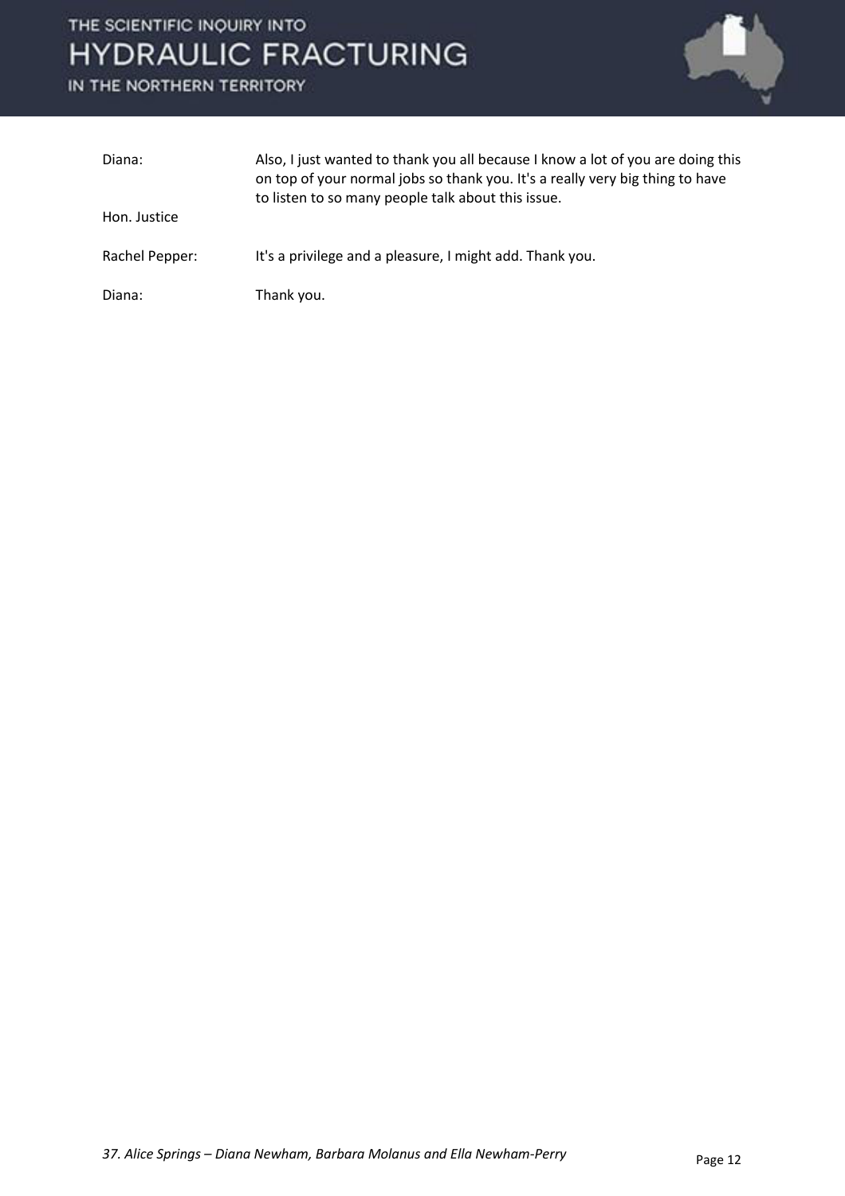Diana: Also, I just wanted to thank you all because I know a lot of you are doing this on top of your normal jobs so thank you. It's a really very big thing to have to listen to so many people talk about this issue.

Hon. Justice Rachel Pepper: It's a privilege and a pleasure, I might add. Thank you.

Diana: Thank you.